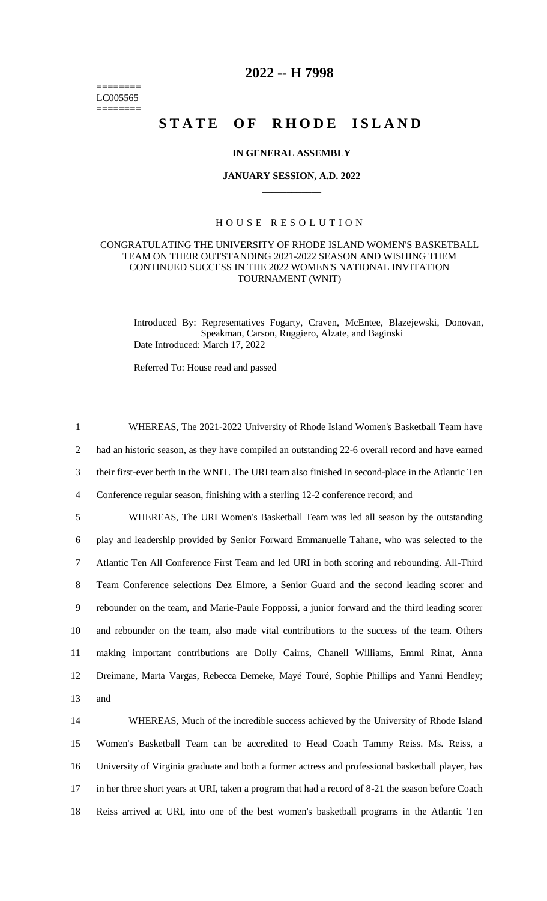========
LC005565
========

# 2022 -- H 7998

# STATE OF RHODE ISLAND

**IN GENERAL ASSEMBLY**

**JANUARY SESSION, A.D. 2022**

____________

H O U S E   R E S O L U T I O N

CONGRATULATING THE UNIVERSITY OF RHODE ISLAND WOMEN'S BASKETBALL TEAM ON THEIR OUTSTANDING 2021-2022 SEASON AND WISHING THEM CONTINUED SUCCESS IN THE 2022 WOMEN'S NATIONAL INVITATION TOURNAMENT (WNIT)

Introduced By: Representatives Fogarty, Craven, McEntee, Blazejewski, Donovan, Speakman, Carson, Ruggiero, Alzate, and Baginski

Date Introduced: March 17, 2022

Referred To: House read and passed

1 WHEREAS, The 2021-2022 University of Rhode Island Women's Basketball Team have
2 had an historic season, as they have compiled an outstanding 22-6 overall record and have earned
3 their first-ever berth in the WNIT. The URI team also finished in second-place in the Atlantic Ten
4 Conference regular season, finishing with a sterling 12-2 conference record; and

5 WHEREAS, The URI Women's Basketball Team was led all season by the outstanding
6 play and leadership provided by Senior Forward Emmanuelle Tahane, who was selected to the
7 Atlantic Ten All Conference First Team and led URI in both scoring and rebounding. All-Third
8 Team Conference selections Dez Elmore, a Senior Guard and the second leading scorer and
9 rebounder on the team, and Marie-Paule Foppossi, a junior forward and the third leading scorer
10 and rebounder on the team, also made vital contributions to the success of the team. Others
11 making important contributions are Dolly Cairns, Chanell Williams, Emmi Rinat, Anna
12 Dreimane, Marta Vargas, Rebecca Demeke, Mayé Touré, Sophie Phillips and Yanni Hendley;
13 and

14 WHEREAS, Much of the incredible success achieved by the University of Rhode Island
15 Women's Basketball Team can be accredited to Head Coach Tammy Reiss. Ms. Reiss, a
16 University of Virginia graduate and both a former actress and professional basketball player, has
17 in her three short years at URI, taken a program that had a record of 8-21 the season before Coach
18 Reiss arrived at URI, into one of the best women's basketball programs in the Atlantic Ten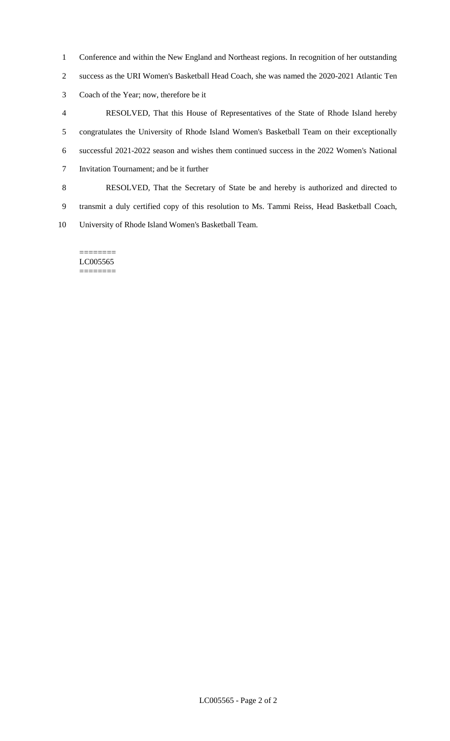Conference and within the New England and Northeast regions. In recognition of her outstanding success as the URI Women's Basketball Head Coach, she was named the 2020-2021 Atlantic Ten Coach of the Year; now, therefore be it

RESOLVED, That this House of Representatives of the State of Rhode Island hereby congratulates the University of Rhode Island Women's Basketball Team on their exceptionally successful 2021-2022 season and wishes them continued success in the 2022 Women's National Invitation Tournament; and be it further

RESOLVED, That the Secretary of State be and hereby is authorized and directed to transmit a duly certified copy of this resolution to Ms. Tammi Reiss, Head Basketball Coach, University of Rhode Island Women's Basketball Team.

========
LC005565
========